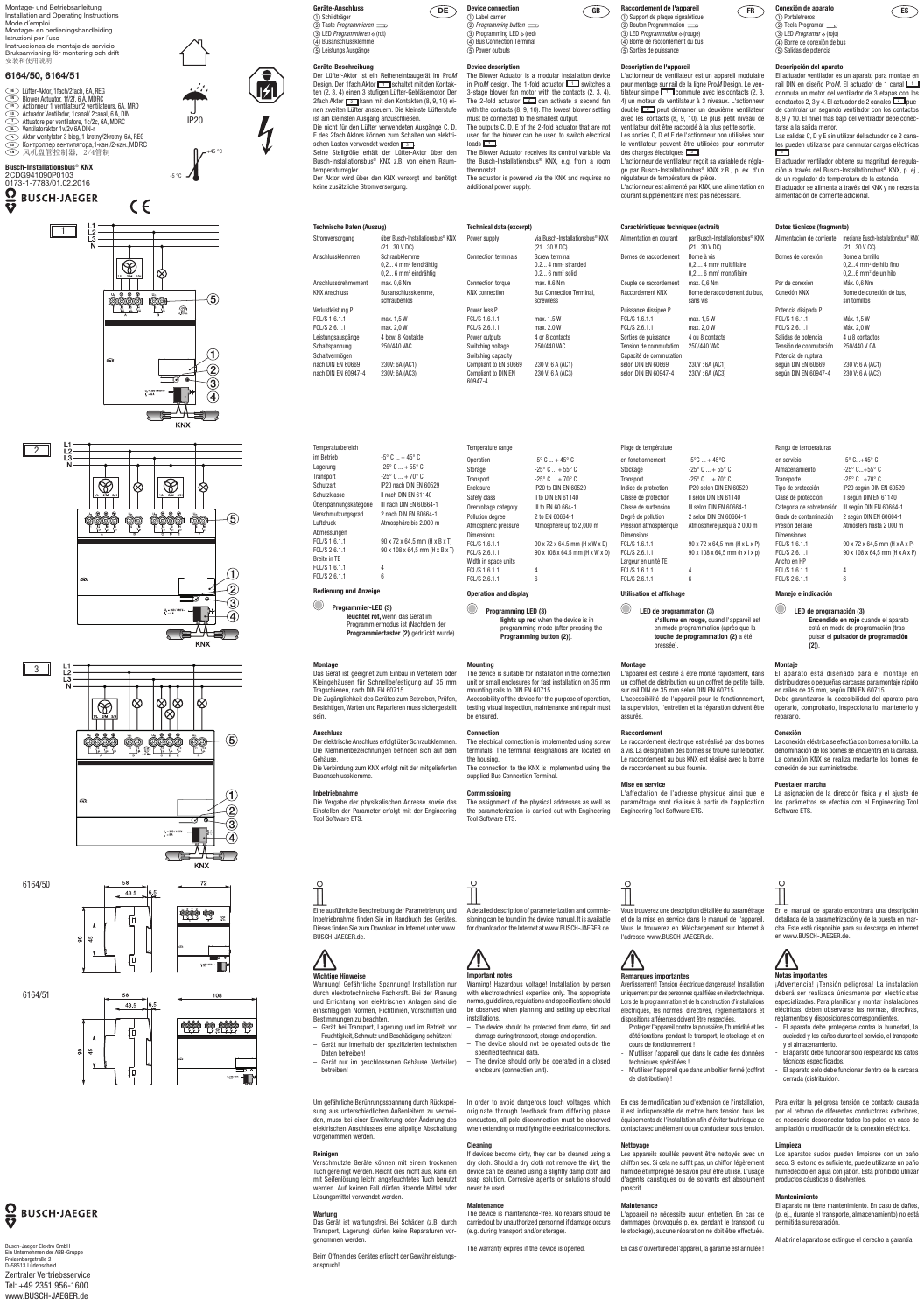Montage- und Betriebsanleitung
Installation and Operating Instructions
Mode d'emploi
Montage- en bedieningshandleiding
Istruzioni per l'uso
Instrucciones de montaje de servicio
Bruksanvisning för montering och drift
安装和使用说明

# 6164/50, 6164/51

- DE Lüfter-Aktor, 1fach/2fach, 6A, REG
- GB Blower Actuator, 1f/2f, 6 A, MDRC
- FR Actionneur 1 ventilateur/2 ventilateurs, 6A, MRD
- ES Actuador Ventilador, 1canal/ 2canal, 6 A, DIN
- IT Attuatore per ventilatore, 1c/2c, 6A, MDRC
- NL Ventilatoraktor 1v/2v 6A DIN-r
- PL Aktor wentylator 3 bieg, 1 krotny/2krotny, 6A, REG
- RU Контроллер вентилятора 1-кан./2-кан., MDRC
- CN 风机盘管控制器，2/4管制

**Busch-Installationsbus® KNX**
2CDG941090P0103
0173-1-7783/01.02.2016

IP20

-5 °C … +45 °C

## DE

### Geräte-Anschluss
1. Schildträger
2. Taste *Programmieren*
3. LED *Programmieren* (rot)
4. Busanschlussklemme
5. Leistungs Ausgänge

### Geräte-Beschreibung
Der Lüfter-Aktor ist ein Reiheneinbaugerät im Pro*M* Design. Der 1fach Aktor [1] schaltet mit den Kontakten (2, 3, 4) einen 3 stufigen Lüfter-Gebläsemotor. Der 2fach Aktor [2] kann mit den Kontakten (8, 9, 10) einen zweiten Lüfter ansteuern. Die kleinste Lüfterstufe ist am kleinsten Ausgang anzuschließen.
Die nicht für den Lüfter verwendeten Ausgänge C, D, E des 2fach Aktors können zum Schalten von elektrischen Lasten verwendet werden [3].
Seine Stellgröße erhält der Lüfter-Aktor über den Busch-Installationsbus® KNX z.B. von einem Raumtemperaturregler.
Der Aktor wird über den KNX versorgt und benötigt keine zusätzliche Stromversorgung.

### Technische Daten (Auszug)

| | |
|---|---|
| Stromversorgung | über Busch-Installationsbus® KNX (21...30 V DC) |
| Anschlussklemmen | Schraubklemme 0,2... 4 mm² feindrähtig 0,2... 6 mm² eindrähtig |
| Anschlussdrehmoment | max. 0,6 Nm |
| KNX Anschluss | Busanschlussklemme, schraubenlos |
| Verlustleistung P | |
| FCL/S 1.6.1.1 | max. 1,5 W |
| FCL/S 2.6.1.1 | max. 2,0 W |
| Leistungsausgänge | 4 bzw. 8 Kontakte |
| Schaltspannung | 250/440 VAC |
| Schaltvermögen | |
| nach DIN EN 60669 | 230V: 6A (AC1) |
| nach DIN EN 60947-4 | 230V: 6A (AC3) |
| Temperaturbereich | |
| im Betrieb | -5° C ... + 45° C |
| Lagerung | -25° C ... + 55° C |
| Transport | -25° C ... + 70° C |
| Schutzart | IP20 nach DIN EN 60529 |
| Schutzklasse | II nach DIN EN 61140 |
| Überspannungskategorie | III nach DIN EN 60664-1 |
| Verschmutzungsgrad | 2 nach DIN EN 60664-1 |
| Luftdruck | Atmosphäre bis 2.000 m |
| Abmessungen | |
| FCL/S 1.6.1.1 | 90 x 72 x 64,5 mm (H x B x T) |
| FCL/S 2.6.1.1 | 90 x 108 x 64,5 mm (H x B x T) |
| Breite in TE | |
| FCL/S 1.6.1.1 | 4 |
| FCL/S 2.6.1.1 | 6 |

### Bedienung und Anzeige
**Programmier-LED (3)**
**leuchtet rot,** wenn das Gerät im Programmiermodus ist (Nachdem der **Programmiertaster (2)** gedrückt wurde).

### Montage
Das Gerät ist geeignet zum Einbau in Verteilern oder Kleingehäusen für Schnellbefestigung auf 35 mm Tragschienen, nach DIN EN 60715.
Die Zugänglichkeit des Gerätes zum Betreiben, Prüfen, Besichtigen, Warten und Reparieren muss sichergestellt sein.

### Anschluss
Der elektrische Anschluss erfolgt über Schraubklemmen. Die Klemmenbezeichnungen befinden sich auf dem Gehäuse.
Die Verbindung zum KNX erfolgt mit der mitgelieferten Busanschlussklemme.

### Inbetriebnahme
Die Vergabe der physikalischen Adresse sowie das Einstellen der Parameter erfolgt mit der Engineering Tool Software ETS.

Eine ausführliche Beschreibung der Parametrierung und Inbetriebnahme finden Sie im Handbuch des Gerätes. Dieses finden Sie zum Download im Internet unter www.BUSCH-JAEGER.de.

### Wichtige Hinweise
Warnung! Gefährliche Spannung! Installation nur durch elektrotechnische Fachkraft. Bei der Planung und Errichtung von elektrischen Anlagen sind die einschlägigen Normen, Richtlinien, Vorschriften und Bestimmungen zu beachten.
- Gerät bei Transport, Lagerung und im Betrieb vor Feuchtigkeit, Schmutz und Beschädigung schützen!
- Gerät nur innerhalb der spezifizierten technischen Daten betreiben!
- Gerät nur im geschlossenen Gehäuse (Verteiler) betreiben!

Um gefährliche Berührungsspannung durch Rückspeisung aus unterschiedlichen Außenleitern zu vermeiden, muss bei einer Erweiterung oder Änderung des elektrischen Anschlusses eine allpolige Abschaltung vorgenommen werden.

### Reinigen
Verschmutzte Geräte können mit einem trockenen Tuch gereinigt werden. Reicht dies nicht aus, kann ein mit Seifenlösung leicht angefeuchtetes Tuch benutzt werden. Auf keinen Fall dürfen ätzende Mittel oder Lösungsmittel verwendet werden.

### Wartung
Das Gerät ist wartungsfrei. Bei Schäden (z.B. durch Transport, Lagerung) dürfen keine Reparaturen vorgenommen werden.

Beim Öffnen des Gerätes erlischt der Gewährleistungsanspruch!

## GB

### Device connection
1. Label carrier
2. *Programming button*
3. Programming LED (red)
4. Bus Connection Terminal
5. Power outputs

### Device description
The Blower Actuator is a modular installation device in Pro*M* design. The 1-fold actuator [1] switches a 3-stage blower fan motor with the contacts (2, 3, 4). The 2-fold actuator [2] can activate a second fan with the contacts (8, 9, 10). The lowest blower setting must be connected to the smallest output.
The outputs C, D, E of the 2-fold actuator that are not used for the blower can be used to switch electrical loads [3].
The Blower Actuator receives its control variable via the Busch-Installationsbus® KNX, e.g. from a room thermostat.
The actuator is powered via the KNX and requires no additional power supply.

### Technical data (excerpt)

| | |
|---|---|
| Power supply | via Busch-Installationsbus® KNX (21...30 V DC) |
| Connection terminals | Screw terminal 0.2... 4 mm² stranded 0.2... 6 mm² solid |
| Connection torque | max. 0.6 Nm |
| KNX connection | Bus Connection Terminal, screwless |
| Power loss P | |
| FCL/S 1.6.1.1 | max. 1.5 W |
| FCL/S 2.6.1.1 | max. 2.0 W |
| Power outputs | 4 or 8 contacts |
| Switching voltage | 250/440 VAC |
| Switching capacity | |
| Compliant to EN 60669 | 230 V: 6 A (AC1) |
| Compliant to DIN EN 60947-4 | 230 V: 6 A (AC3) |
| Temperature range | |
| Operation | -5° C ... + 45° C |
| Storage | -25° C ... + 55° C |
| Transport | -25° C ... + 70° C |
| Enclosure | IP20 to DIN EN 60529 |
| Safety class | II to DIN EN 61140 |
| Overvoltage category | III to EN 60 664-1 |
| Pollution degree | 2 to EN 60664-1 |
| Atmospheric pressure | Atmosphere up to 2,000 m |
| Dimensions | |
| FCL/S 1.6.1.1 | 90 x 72 x 64.5 mm (H x W x D) |
| FCL/S 2.6.1.1 | 90 x 108 x 64.5 mm (H x W x D) |
| Width in space units | |
| FCL/S 1.6.1.1 | 4 |
| FCL/S 2.6.1.1 | 6 |

### Operation and display
**Programming LED (3)**
**lights up red** when the device is in programming mode (after pressing the **Programming button (2)**).

### Mounting
The device is suitable for installation in the connection unit or small enclosures for fast installation on 35 mm mounting rails to DIN EN 60715.
Accessibility of the device for the purpose of operation, testing, visual inspection, maintenance and repair must be ensured.

### Connection
The electrical connection is implemented using screw terminals. The terminal designations are located on the housing.
The connection to the KNX is implemented using the supplied Bus Connection Terminal.

### Commissioning
The assignment of the physical addresses as well as the parameterization is carried out with Engineering Tool Software ETS.

A detailed description of parameterization and commissioning can be found in the device manual. It is available for download on the Internet at www.BUSCH-JAEGER.de.

### Important notes
Warning! Hazardous voltage! Installation by person with electrotechnical expertise only. The appropriate norms, guidelines, regulations and specifications should be observed when planning and setting up electrical installations.
- The device should be protected from damp, dirt and damage during transport, storage and operation.
- The device should not be operated outside the specified technical data.
- The device should only be operated in a closed enclosure (connection unit).

In order to avoid dangerous touch voltages, which originate through feedback from differing phase conductors, all-pole disconnection must be observed when extending or modifying the electrical connections.

### Cleaning
If devices become dirty, they can be cleaned using a dry cloth. Should a dry cloth not remove the dirt, the device can be cleaned using a slightly damp cloth and soap solution. Corrosive agents or solutions should never be used.

### Maintenance
The device is maintenance-free. No repairs should be carried out by unauthorized personnel if damage occurs (e.g. during transport and/or storage).

The warranty expires if the device is opened.

## FR

### Raccordement de l'appareil
1. Support de plaque signalétique
2. Bouton Programmation
3. LED *Programmation* (rouge)
4. Borne de raccordement du bus
5. Sorties de puissance

### Description de l'appareil
L'actionneur de ventilateur est un appareil modulaire pour montage en rail DIN Pro*M* Design. Le ventilateur simple [1] commute avec les contacts (2, 3, 4) un moteur de ventilateur à 3 niveaux. L'actionneur double [2] peut démarrer un deuxième ventilateur avec les contacts (8, 9, 10). Le plus petit niveau de ventilateur doit être raccordé à la plus petite sortie.
Les sorties C, D et E de l'actionneur non utilisées pour le ventilateur peuvent être utilisées pour commuter des charges électriques [3].
L'actionneur de ventilateur reçoit sa variable de réglage par Busch-Installationsbus® KNX z.B., p. ex. d'un régulateur de température de pièce.
L'actionneur est alimenté par KNX, une alimentation en courant supplémentaire n'est pas nécessaire.

### Caractéristiques techniques (extrait)

| | |
|---|---|
| Alimentation en courant | par Busch-Installationsbus® KNX (21...30 V DC) |
| Bornes de raccordement | Borne à vis 0,2 ... 4 mm² multifilaire 0,2 ... 6 mm² monofilaire |
| Couple de raccordement | max. 0,6 Nm |
| Raccordement KNX | Borne de raccordement du bus, sans vis |
| Puissance dissipée P | |
| FCL/S 1.6.1.1 | max. 1,5 W |
| FCL/S 2.6.1.1 | max. 2,0 W |
| Sorties de puissance | 4 ou 8 contacts |
| Tension de commutation | 250/440 VAC |
| Capacité de commutation | |
| selon DIN EN 60669 | 230V : 6A (AC1) |
| selon DIN EN 60947-4 | 230V : 6A (AC3) |
| Plage de température | |
| en fonctionnement | -5°C ... + 45°C |
| Stockage | -25°C ... + 55°C |
| Transport | -25°C ... + 70°C |
| Indice de protection | IP20 selon DIN EN 60529 |
| Classe de protection | II selon DIN EN 61140 |
| Classe de surtension | III selon DIN EN 60664-1 |
| Degré de pollution | 2 selon DIN EN 60664-1 |
| Pression atmosphérique | Atmosphère jusqu'à 2 000 m |
| Dimensions | |
| FCL/S 1.6.1.1 | 90 x 72 x 64,5 mm (H x L x P) |
| FCL/S 2.6.1.1 | 90 x 108 x 64,5 mm (H x l x p) |
| Largeur en unité TE | |
| FCL/S 1.6.1.1 | 4 |
| FCL/S 2.6.1.1 | 6 |

### Utilisation et affichage
**LED de programmation (3)**
**s'allume en rouge,** quand l'appareil est en mode programmation (après que la **touche de programmation (2)** a été pressée).

### Montage
L'appareil est destiné à être monté rapidement, dans un coffret de distribution ou un coffret de petite taille, sur rail DIN de 35 mm selon DIN EN 60715.
L'accessibilité de l'appareil pour le fonctionnement, la supervision, l'inspection, l'entretien et la réparation doivent être assurés.

### Raccordement
Le raccordement électrique est réalisé par des bornes à vis. La désignation des bornes se trouve sur le boîtier.
Le raccordement au bus KNX est réalisé avec la borne de raccordement au bus fournie.

### Mise en service
L'affectation de l'adresse physique ainsi que le paramétrage sont réalisés à partir de l'application Engineering Tool Software ETS.

Vous trouverez une description détaillée du paramétrage et de la mise en service dans le manuel de l'appareil. Vous le trouverez en téléchargement sur Internet à l'adresse www.BUSCH-JAEGER.de.

### Remarques importantes
Avertissement! Tension électrique dangereuse! Installation uniquement par des personnes qualifiées en électrotechnique. Lors de la programmation et de la construction d'installations électriques, les normes, directives, réglementations et dispositions afférentes doivent être respectées.
- Protéger l'appareil contre la poussière, l'humidité et les détériorations pendant le transport, le stockage et en cours de fonctionnement !
- N'utiliser l'appareil que dans le cadre des données techniques spécifiées !
- N'utiliser l'appareil que dans un boîtier fermé (coffret de distribution) !

En cas de modification ou d'extension de l'installation, il est indispensable de mettre hors tension tous les équipements de l'installation afin d'éviter tout risque de contact avec un élément ou un conducteur sous tension.

### Nettoyage
Les appareils souillés peuvent être nettoyés avec un chiffon sec. Si cela ne suffit pas, un chiffon légèrement humide et imprégné de savon peut être utilisé. L'usage d'agents caustiques ou de solvants est absolument proscrit.

### Maintenance
L'appareil ne nécessite aucun entretien. En cas de dommages (provoqués p. ex. pendant le transport ou le stockage), aucune réparation ne doit être effectuée.

En cas d'ouverture de l'appareil, la garantie est annulée !

## ES

### Conexión de aparato
1. Portaletreros
2. Tecla Programar
3. LED *Programación* (rojo)
4. Borne de conexión de bus
5. Salidas de potencia

### Descripción del aparato
El actuador ventilador es un aparato para montaje en rail DIN en diseño Pro*M*. El actuador de 1 canal [1] conmuta un motor del ventilador de 3 etapas con los conctactos 2, 3 y 4. El actuador de 2 canales [2] puede controlar un segundo ventilador con los contactos 8, 9 y 10. El nivel más bajo del ventilador debe conectarse a la salida menor.
Las salidas C, D y E sin utilizar del actuador de 2 canales pueden utilizarse para conmutar cargas eléctricas [3].
El actuador ventilador obtiene su magnitud de regulación a través del Busch-Installationsbus® KNX, p. ej., de un regulador de temperatura de la estancia.
El actuador se alimenta a través del KNX y no necesita alimentación de corriente adicional.

### Datos técnicos (fragmento)

| | |
|---|---|
| Alimentación de corriente | mediante Busch-Installationsbus® KNX (21...30 V DC) |
| Bornes de conexión | Borne a tornillo 0,2...4 mm² de hilo fino 0,2...6 mm² de un hilo |
| Par de conexión | Máx. 0,6 Nm |
| Conexión KNX | Borne de conexión de bus, sin tornillos |
| Potencia disipada P | |
| FCL/S 1.6.1.1 | Máx. 1,5 W |
| FCL/S 2.6.1.1 | Máx. 2,0 W |
| Salidas de potencia | 4 u 8 contactos |
| Tensión de conmutación | 250/440 V CA |
| Potencia de ruptura | |
| según DIN EN 60669 | 230 V: 6 A (AC1) |
| según DIN EN 60947-4 | 230 V: 6 A (AC3) |
| Rango de temperaturas | |
| en servicio | -5° C...+45° C |
| Almacenamiento | -25° C...+55° C |
| Transporte | -25° C...+70° C |
| Tipo de protección | IP20 según DIN EN 60529 |
| Clase de protección | II según DIN EN 61140 |
| Categoría de sobretensión | III según DIN EN 60664-1 |
| Grado de contaminación | 2 según DIN EN 60664-1 |
| Presión del aire | Atmósfera hasta 2 000 m |
| Dimensiones | |
| FCL/S 1.6.1.1 | 90 x 72 x 64,5 mm (H x A x P) |
| FCL/S 2.6.1.1 | 90 x 108 x 64,5 mm (H x A x P) |
| Ancho en HP | |
| FCL/S 1.6.1.1 | 4 |
| FCL/S 2.6.1.1 | 6 |

### Manejo e indicación
**LED de programación (3)**
**Encendido en rojo** cuando el aparato está en modo de programación (tras pulsar el **pulsador de programación (2)**).

### Montaje
El aparato está diseñado para el montaje en distribuidores o pequeñas carcasas para montaje rápido en railes de 35 mm, según DIN EN 60715.
Debe garantizarse la accesibilidad del aparato para operarlo, comprobarlo, inspeccionarlo, mantenerlo y repararlo.

### Conexión
La conexión eléctrica se efectúa con bornes a tornillo. La denominación de los bornes se encuentra en la carcasa.
La conexión KNX se realiza mediante los bornes de conexión de bus suministrados.

### Puesta en marcha
La asignación de la dirección física y el ajuste de los parámetros se efectúa con el Engineering Tool Software ETS.

En el manual de aparato encontrará una descripción detallada de la parametrización y de la puesta en marcha. Este está disponible para su descarga en Internet en www.BUSCH-JAEGER.de.

### Notas importantes
¡Advertencia! ¡Tensión peligrosa! La instalación deberá ser realizada únicamente por electricistas especializados. Para planificar y montar instalaciones eléctricas, deben observarse las normas, directivas, reglamentos y disposiciones correspondientes.
- El aparato debe protegerse contra la humedad, la suciedad y los daños durante el servicio, el transporte y el almacenamiento.
- El aparato debe funcionar solo respetando los datos técnicos especificados.
- El aparato solo debe funcionar dentro de la carcasa cerrada (distribuidor).

Para evitar la peligrosa tensión de contacto causada por el retorno de diferentes conductores exteriores, es necesario desconectar todos los polos en caso de ampliación o modificación de la conexión eléctrica.

### Limpieza
Los aparatos sucios pueden limpiarse con un paño seco. Si esto no es suficiente, puede utilizarse un paño humedecido en agua con jabón. Está prohibido utilizar productos cáusticos o disolventes.

### Mantenimiento
El aparato no tiene mantenimiento. En caso de daños, (p. ej., durante el transporte, almacenamiento) no está permitida su reparación.

Al abrir el aparato se extingue el derecho a garantía.

---

Busch-Jaeger Elektro GmbH
Ein Unternehmen der ABB-Gruppe
Freisenbergstraße 2
D-58513 Lüdenscheid

Zentraler Vertriebsservice
Tel: +49 2351 956-1600
www.BUSCH-JAEGER.de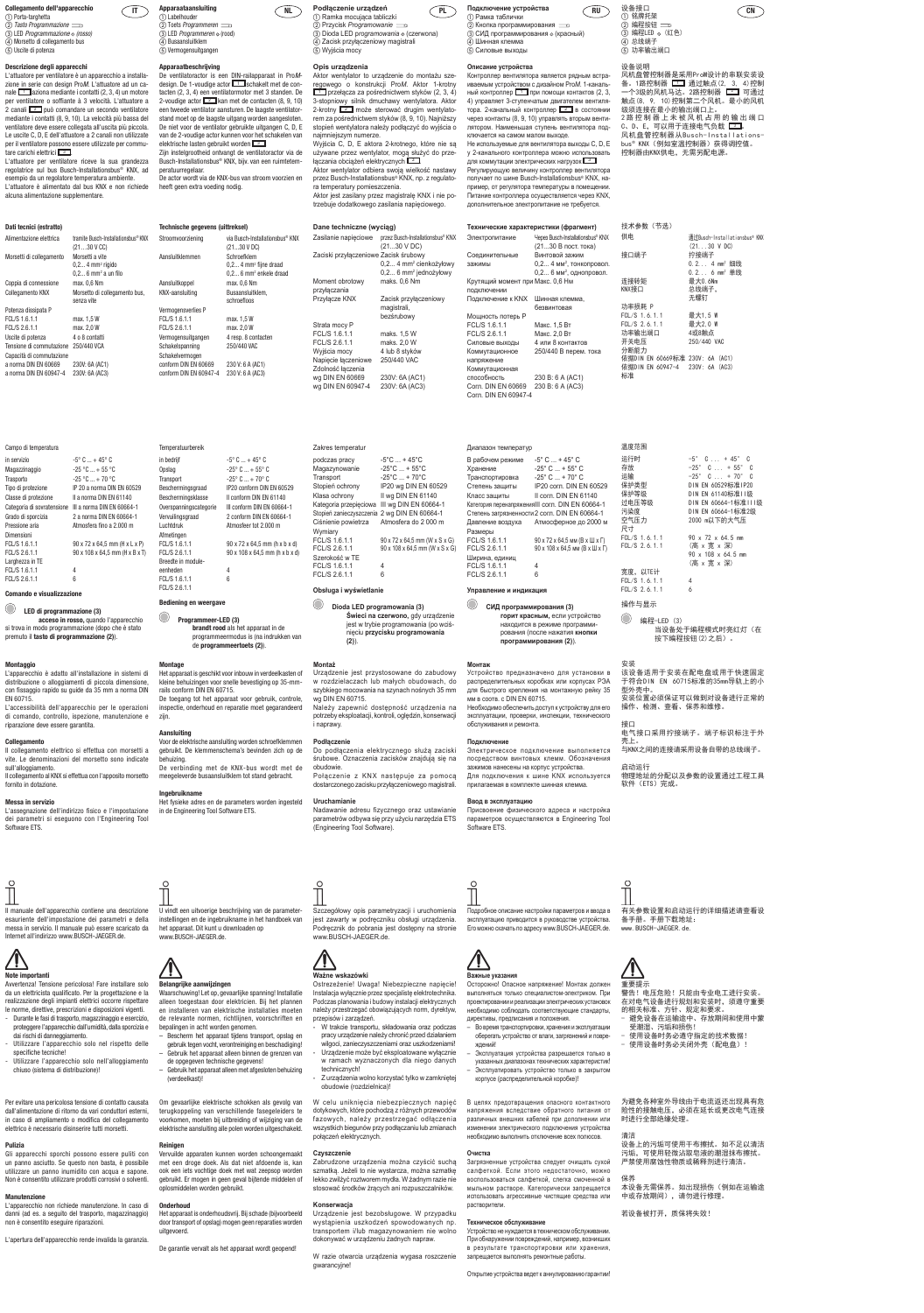## Collegamento dell'apparecchio

IT

1. Porta-targhetta
2. *Tasto Programmazione*
3. LED *Programmazione* (rosso)
4. Morsetto di collegamento bus
5. Uscite di potenza

### Descrizione degli apparecchi

L'attuatore per ventilatore è un apparecchio a installazione in serie con design ProM. L'attuatore ad un canale azionare la ventola tramite i contatti (2, 3, 4) un motore per ventilatore o soffiante a 3 velocità. L'attuatore a 2 canali può comandare un secondo ventilatore mediante i contatti (8, 9, 10). La velocità più bassa del ventilatore deve essere collegata all'uscita più piccola. Le uscite C, D, E dell'attuatore a 2 canali non utilizzate per il ventilatore possono essere utilizzate per commutare carichi elettrici.

L'attuatore per ventilatore riceve la sua grandezza regolatrice sul bus Busch-Installationsbus® KNX, ad esempio da un regolatore temperatura ambiente.

L'attuatore è alimentato dal bus KNX e non richiede alcuna alimentazione supplementare.

### Dati tecnici (estratto)

| | |
|---|---|
| Alimentazione elettrica | tramite Busch-Installationsbus® KNX (21…30 V DC) |
| Morsetti di collegamento | Morsetti a vite 0,2… 4 mm² rigido 0,2… 6 mm² a un filo |
| Coppia di connessione | max. 0,6 Nm |
| Collegamento KNX | Morsetto di collegamento bus, senza vite |
| Potenza dissipata P | |
| FCL/S 1.6.1.1 | max. 1,5 W |
| FCL/S 2.6.1.1 | max. 2,0 W |
| Uscite di potenza | 4 o 8 contatti |
| Tensione di commutazione | 250/440 VCA |
| Capacità di commutazione | |
| a norma DIN EN 60669 | 230V: 6A (AC1) |
| a norma DIN EN 60947-4 | 230V: 6A (AC3) |

### Campo di temperatura

| | |
|---|---|
| in servizio | -5° C … + 45° C |
| Magazzinaggio | -25 °C … + 55 °C |
| Trasporto | -25 °C … + 70 °C |
| Tipo di protezione | IP 20 a norma DIN EN 60529 |
| Classe di protezione | II a norma DIN EN 61140 |
| Categoria di sovratensione | III a norma DIN EN 60664-1 |
| Grado di sporcizia | 2 a norma DIN EN 60664-1 |
| Pressione aria | Atmosfera fino a 2.000 m |
| Dimensioni | |
| FCL/S 1.6.1.1 | 90 x 72 x 64,5 mm (H x L x P) |
| FCL/S 2.6.1.1 | 90 x 108 x 64,5 mm (H x B x T) |
| Larghezza in TE | |
| FCL/S 1.6.1.1 | 4 |
| FCL/S 2.6.1.1 | 6 |

### Comando e visualizzazione

**LED di programmazione (3)**
**acceso in rosso**, quando l'apparecchio si trova in modo programmazione (dopo che è stato premuto il **tasto di programmazione (2)**).

### Montaggio

L'apparecchio è adatto all'installazione in sistemi di distribuzione o alloggiamenti di piccola dimensione, con fissaggio rapido su guide da 35 mm a norma DIN EN 60715.

L'accessibilità dell'apparecchio per le operazioni di comando, controllo, ispezione, manutenzione e riparazione deve essere garantita.

### Collegamento

Il collegamento elettrico si effettua con morsetti a vite. Le denominazioni dei morsetti sono indicate sull'alloggiamento.

Il collegamento al KNX si effettua con l'apposito morsetto fornito in dotazione.

### Messa in servizio

L'assegnazione dell'indirizzo fisico e l'impostazione dei parametri si eseguono con l'Engineering Tool Software ETS.

Il manuale dell'apparecchio contiene una descrizione esauriente dell'impostazione dei parametri e della messa in servizio. Il manuale può essere scaricato da Internet all'indirizzo www.BUSCH-JAEGER.de.

### Note importanti

Avvertenza! Tensione pericolosa! Fare installare solo da un elettricista qualificato. Per la progettazione e la realizzazione degli impianti elettrici occorre rispettare le norme, direttive, prescrizioni e disposizioni vigenti.

- Durante le fasi di trasporto, magazzinaggio e esercizio, proteggere l'apparecchio dall'umidità, dalla sporcizia e dai rischi di danneggiamento.
- Utilizzare l'apparecchio solo nel rispetto delle specifiche tecniche!
- Utilizzare l'apparecchio solo nell'alloggiamento chiuso (sistema di distribuzione)!

Per evitare una pericolosa tensione di contatto causata dall'alimentazione di ritorno da vari conduttori esterni, in caso di ampliamento o modifica del collegamento elettrico è necessario disinserire tutti morsetti.

### Pulizia

Gli apparecchi sporchi possono essere puliti con un panno asciutto. Se questo non basta, è possibile utilizzare un panno inumidito con acqua e sapone. Non è consentito utilizzare prodotti corrosivi o solventi.

### Manutenzione

L'apparecchio non richiede manutenzione. In caso di danni (ad es. a seguito del trasporto, magazzinaggio) non è consentito eseguire riparazioni.

L'apertura dell'apparecchio rende invalida la garanzia.

## Apparaataansluiting

NL

1. Labelhouder
2. Toets *Programmeren*
3. LED *Programmeren* (rood)
4. Busaansluitklem
5. Vermogensuitgangen

### Apparaatbeschrijving

De ventilatoractor is een DIN-railapparaat in ProM-design. De 1-voudige actor schakelt met de contacten (2, 3, 4) een ventilatormotor met 3 standen. De 2-voudige actor kan met de contacten (8, 9, 10) een tweede ventilator aansturen. De laagste ventilatorstand moet op de laagste uitgang worden aangesloten. De niet voor de ventilator gebruikte uitgangen C, D, E van de 2-voudige actor kunnen voor het schakelen van elektrische lasten gebruikt worden.

Zijn instelgrootheid ontvangt de ventilatoractor via de Busch-Installationsbus® KNX, bijv. van een ruimtetemperatuurregelaar.

De actor wordt via de KNX-bus van stroom voorzien en heeft geen extra voeding nodig.

### Technische gegevens (uittreksel)

| | |
|---|---|
| Stroomvoorziening | via Busch-Installationsbus® KNX (21…30 V DC) |
| Aansluitklemmen | Schroefklem 0,2… 4 mm² fijne draad 0,2… 6 mm² enkele draad |
| Aansluitkoppel | max. 0,6 Nm |
| KNX-aansluiting | Busaansluitklem, schroefloos |
| Vermogensverlies P | |
| FCL/S 1.6.1.1 | max. 1,5 W |
| FCL/S 2.6.1.1 | max. 2,0 W |
| Vermogensuitgangen | 4 resp. 8 contacten |
| Schakelspanning | 250/440 VAC |
| Schakelvermogen | |
| conform DIN EN 60669 | 230 V: 6 A (AC1) |
| conform DIN EN 60947-4 | 230 V: 6 A (AC3) |

### Temperatuurbereik

| | |
|---|---|
| in bedrijf | -5° C … + 45° C |
| Opslag | -25° C … + 55° C |
| Transport | -25° C … + 70° C |
| Beschermingsgraad | IP20 conform DIN EN 60529 |
| Beschermingsklasse | II conform DIN EN 61140 |
| Overspanningscategorie | III conform DIN EN 60664-1 |
| Vervuilingsgraad | 2 conform DIN EN 60664-1 |
| Luchtdruk | Atmosfeer tot 2.000 m |
| Afmetingen | |
| FCL/S 1.6.1.1 | 90 x 72 x 64,5 mm (h x b x d) |
| FCL/S 2.6.1.1 | 90 x 108 x 64,5 mm (h x b x d) |
| Breedte in module-eenheden | |
| FCL/S 1.6.1.1 | 4 |
| FCL/S 2.6.1.1 | 6 |

### Bediening en weergave

**Programmeer-LED (3)**
**brandt rood** als het apparaat in de programmeermodus is (na indrukken van de **programmeertoets (2)**).

### Montage

Het apparaat is geschikt voor inbouw in verdeelkasten of kleine behuizingen voor snelle bevestiging op 35-mm-rails conform DIN EN 60715.

De toegang tot het apparaat voor gebruik, controle, inspectie, onderhoud en reparatie moet gegarandeerd zijn.

### Aansluiting

Voor de elektrische aansluiting worden schroefklemmen gebruikt. De klemmenschema's bevinden zich op de behuizing.

De verbinding met de KNX-bus wordt met de meegeleverde busaansluitklem tot stand gebracht.

### Ingebruikname

Het fysieke adres en de parameters worden ingesteld in de Engineering Tool Software ETS.

U vindt een uitvoerige beschrijving van de parameterinstellingen en de ingebruikname in het handboek van het apparaat. Dit kunt u downloaden op www.BUSCH-JAEGER.de.

### Belangrijke aanwijzingen

Waarschuwing! Let op, gevaarlijke spanning! Installatie alleen toegestaan door elektricien. Bij het plannen en installeren van elektrische installaties moeten de relevante normen, richtlijnen, voorschriften en bepalingen in acht worden genomen.

- Bescherm het apparaat tijdens transport, opslag en gebruik tegen vocht, verontreiniging en beschadiging!
- Gebruik het apparaat alleen binnen de grenzen van de opgegeven technische gegevens!
- Gebruik het apparaat alleen met afgesloten behuizing (verdeelkast)!

Om gevaarlijke elektrische schokken als gevolg van terugkoppeling van verschillende fasegeleiders te voorkomen, moeten bij uitbreiding of wijziging van de elektrische aansluiting alle polen worden uitgeschakeld.

### Reinigen

Vervuilde apparaten kunnen worden schoongemaakt met een droge doek. Als dat niet afdoende is, kan ook een iets vochtige doek met wat zeepsop worden gebruikt. Er mogen in geen geval bijtende middelen of oplosmiddelen worden gebruikt.

### Onderhoud

Het apparaat is onderhoudsvrij. Bij schade (bijvoorbeeld door transport of opslag) mogen geen reparaties worden uitgevoerd.

De garantie vervalt als het apparaat wordt geopend!

## Podłączenie urządzeń

PL

1. Ramka mocująca tabliczki
2. Przycisk *Programowanie*
3. Dioda LED *programowania* (czerwona)
4. Zacisk przyłączeniowy magistrali
5. Wyjścia mocy

### Opis urządzenia

Aktor wentylator to urządzenie do montażu szeregowego o konstrukcji ProM. Aktor 1-krotny przełącza za pośrednictwem styków (2, 3, 4) 3-stopniowy silnik dmuchawy wentylatora. Aktor 2-krotny może sterować drugim wentylatorem za pośrednictwem styków (8, 9, 10). Najniższy stopień wentylatora należy podłączyć do wyjścia o najmniejszym numerze.

Wyjścia C, D, E aktora 2-krotnego, które nie są używane przez wentylator, mogą służyć do przełączania obciążeń elektrycznych.

Aktor wentylator odbiera swoją wielkość nastawy przez Busch-Installationsbus® KNX, np. z regulatora temperatury pomieszczenia.

Aktor jest zasilany przez magistralę KNX i nie potrzebuje dodatkowego zasilania napięciowego.

### Dane techniczne (wyciąg)

| | |
|---|---|
| Zasilanie napięciowe | przez Busch-Installationsbus® KNX (21…30 V DC) |
| Zaciski przyłączeniowe | Zacisk śrubowy 0,2… 4 mm² cienkożyłowy 0,2… 6 mm² jednożyłowy |
| Moment obrotowy przyłączania | maks. 0,6 Nm |
| Przyłącze KNX | Zacisk przyłączeniowy magistrali, bezśrubowy |
| Strata mocy P | |
| FCL/S 1.6.1.1 | maks. 1,5 W |
| FCL/S 2.6.1.1 | maks. 2,0 W |
| Wyjścia mocy | 4 lub 8 styków |
| Napięcie łączeniowe | 250/440 VAC |
| Zdolność łączenia | |
| wg DIN EN 60669 | 230V: 6 A (AC1) |
| wg DIN EN 60947-4 | 230V: 6A (AC3) |

### Zakres temperatur

| | |
|---|---|
| podczas pracy | -5°C … + 45°C |
| Magazynowanie | -25°C … + 55°C |
| Transport | -25°C … + 70°C |
| Stopień ochrony | IP20 wg DIN EN 60529 |
| Klasa ochrony | II wg DIN EN 61140 |
| Kategoria przepięciowa | III wg DIN EN 60664-1 |
| Stopień zanieczyszczenia | 2 wg DIN EN 60664-1 |
| Ciśnienie powietrza | Atmosfera do 2 000 m |
| Wymiary | |
| FCL/S 1.6.1.1 | 90 x 72 x 64,5 mm (W x S x G) |
| FCL/S 2.6.1.1 | 90 x 108 x 64,5 mm (W x S x G) |
| Szerokość w TE | |
| FCL/S 1.6.1.1 | 4 |
| FCL/S 2.6.1.1 | 6 |

### Obsługa i wyświetlanie

**Dioda LED programowania (3)**
**Świeci na czerwono,** gdy urządzenie jest w trybie programowania (po wciśnięciu **przycisku programowania (2)**).

### Montaż

Urządzenie jest przystosowane do zabudowy w rozdzielaczach lub małych obudowach, do szybkiego mocowania na szynach nośnych 35 mm wg DIN EN 60715.

Należy zapewnić dostępność urządzenia na potrzeby eksploatacji, kontroli, oględzin, konserwacji i naprawy.

### Podłączenie

Do podłączenia elektrycznego służą zaciski śrubowe. Oznaczenia zacisków znajdują się na obudowie.

Połączenie z KNX następuje za pomocą dostarczonego zacisku przyłączeniowego magistrali.

### Uruchamianie

Nadawanie adresu fizycznego oraz ustawianie parametrów odbywa się przy użyciu narzędzia ETS (Engineering Tool Software).

Szczegółowy opis parametryzacji i uruchomienia jest zawarty w podręczniku obsługi urządzenia. Podręcznik do pobrania jest dostępny na stronie www.BUSCH-JAEGER.de.

### Ważne wskazówki

Ostrzeżenie! Uwaga! Niebezpieczne napięcie! Instalacja wyłącznie przez specjalistę elektrotechnika. Podczas planowania i budowy instalacji elektrycznych należy przestrzegać obowiązujących norm, dyrektyw, przepisów i zarządzeń.

- W trakcie transportu, składowania oraz podczas pracy urządzenie należy chronić przed działaniem wilgoci, zanieczyszczeniami oraz uszkodzeniami!
- Urządzenie może być eksploatowane wyłącznie w ramach wyznaczonych dla niego danych technicznych!
- Z urządzenia wolno korzystać tylko w zamkniętej obudowie (rozdzielnica)!

W celu uniknięcia niebezpiecznych napięć dotykowych, które pochodzą z różnych przewodów fazowych, należy przestrzegać odłączenia wszystkich biegunów przy podłączaniu lub zmianach połączeń elektrycznych.

### Czyszczenie

Zabrudzone urządzenia można czyścić suchą szmatką. Jeżeli to nie wystarcza, można szmatkę lekko zwilżyć roztworem mydła. W żadnym razie nie stosować środków żrących ani rozpuszczalników.

### Konserwacja

Urządzenie jest bezobsługowe. W przypadku wystąpienia uszkodzeń spowodowanych np. transportem i/lub magazynowaniem nie wolno dokonywać w urządzeniu żadnych napraw.

W razie otwarcia urządzenia wygasa roszczenie gwarancyjne!

## Подключение устройства

RU

1. Рамка таблички
2. Кнопка программирования
3. СИД программирования (красный)
4. Шинная клемма
5. Силовые выходы

### Описание устройства

Контроллер вентилятора является рядным встраиваемым устройством с дизайном ProM. 1-канальный контроллер при помощи контактов (2, 3, 4) управляет 3-ступенчатым двигателем вентилятора. 2-канальный контроллер в состоянии через контакты (8, 9, 10) управлять вторым вентилятором. Наименьшая ступень вентилятора подключается на самом малом выходе.

Не используемые для вентилятора выходы C, D, E у 2-канального контроллера можно использовать для коммутации электрических нагрузок.

Регулирующую величину контроллер вентилятора получает по шине Busch-Installationsbus® KNX, например, от регулятора температуры в помещении.

Питание контроллера осуществляется через KNX, дополнительное электропитание не требуется.

### Технические характеристики (фрагмент)

| | |
|---|---|
| Электропитание | Через Busch-Installationsbus® KNX (21…30 В пост. тока) |
| Соединительные зажимы | Винтовой зажим 0,2… 4 мм², тонкопровол. 0,2… 6 мм², однопровол. |
| Крутящий момент при подключении | Макс. 0,6 Нм |
| Подключение к KNX | Шинная клемма, безвинтовая |
| Мощность потерь P | |
| FCL/S 1.6.1.1 | Макс. 1,5 Вт |
| FCL/S 2.6.1.1 | Макс. 2,0 Вт |
| Силовые выходы | 4 или 8 контактов |
| Коммутационное напряжение | 250/440 В перем. тока |
| Коммутационная способность | |
| Corr. DIN EN 60669 | 230 В: 6 A (AC1) |
| Corr. DIN EN 60947-4 | 230 В: 6 A (AC3) |

### Диапазон температур

| | |
|---|---|
| В рабочем режиме | -5° C … + 45° C |
| Хранение | -25° C … + 55° C |
| Транспортировка | -25° C … + 70° C |
| Степень защиты | IP20 corr. DIN EN 60529 |
| Класс защиты | II corr. DIN EN 61140 |
| Категория перенапряжения | III corr. DIN EN 60664-1 |
| Степень загрязненности | 2 corr. DIN EN 60664-1 |
| Давление воздуха | Атмосферное до 2000 м |
| Размеры | |
| FCL/S 1.6.1.1 | 90 x 72 x 64,5 мм (В x Ш x Г) |
| FCL/S 2.6.1.1 | 90 x 108 x 64,5 мм (В x Ш x Г) |
| Ширина, единиц | |
| FCL/S 1.6.1.1 | 4 |
| FCL/S 2.6.1.1 | 6 |

### Управление и индикация

**СИД программирования (3)**
**горит красным,** если устройство находится в режиме программирования (после нажатия **кнопки программирования (2)**).

### Монтаж

Устройство предназначено для установки в распределительных коробках или корпусах РЭА для быстрого крепления на монтажную рейку 35 мм в соотв. с DIN EN 60715.

Необходимо обеспечить доступ к устройству для его эксплуатации, проверки, инспекции, технического обслуживания и ремонта.

### Подключение

Электрическое подключение выполняется посредством винтовых клемм. Обозначения зажимов нанесены на корпус устройства.

Для подключения к шине KNX используется прилагаемая в комплекте шинная клемма.

### Ввод в эксплуатацию

Присвоение физического адреса и настройка параметров осуществляются в Engineering Tool Software ETS.

Подробное описание настройки параметров и ввода в эксплуатацию приводится в руководстве устройства. Его можно скачать по адресу www.BUSCH-JAEGER.de.

### Важные указания

Осторожно! Опасное напряжение! Монтаж должен выполняться только специалистом-электриком. При проектировании и реализации электрических установок необходимо соблюдать соответствующие стандарты, директивы, предписания и положения.

- Во время транспортировки, хранения и эксплуатации оберегать устройство от влаги, загрязнений и повреждений!
- Эксплуатация устройства разрешается только в указанных диапазонах технических характеристик!
- Эксплуатировать устройство только в закрытом корпусе (распределительной коробке)!

В целях предотвращения опасного контактного напряжения вследствие обратного питания от различных внешних кабелей при дополнении или изменении электрического подключения устройства необходимо выполнить отключение всех полюсов.

### Очистка

Загрязненные устройства следует очищать сухой салфеткой. Если этого недостаточно, можно воспользоваться салфеткой, слегка смоченной в мыльном растворе. Категорически запрещается использовать агрессивные чистящие средства или растворители.

### Техническое обслуживание

Устройство не нуждается в техническом обслуживании. При обнаружении повреждений, например, возникших в результате транспортировки или хранения, запрещается выполнять ремонтные работы.

Открытие устройства ведет к аннулированию гарантии!

## 设备接口

CN

1. 铭牌托架
2. 编程按钮
3. 编程LED（红色）
4. 总线端子
5. 功率输出端口

### 设备说明

风机盘管控制器是采用ProM设计的串联安装设备。1路控制器通过触点（2，3，4）控制一个3级的风机马达。2路控制器可通过触点（8，9，10）控制第二个风机。最小的风机级须连接在最小的输出端口上。

2路控制器中未被风机占用的输出端口C、D、E，可以用于连接电气负载。

风机盘管控制器从Busch-Installationsbus® KNX（例如室温控制器）获得调控值。

控制器由KNX供电，无需另配电源。

### 技术参数（节选）

| | |
|---|---|
| 供电 | 通过Busch-Installationsbus® KNX（21…30 V DC） |
| 接口端子 | 拧接端子 0.2… 4 mm² 细线 0.2… 6 mm² 单线 |
| 连接转矩 | 最大0.6Nm |
| KNX接口 | 总线端子，无螺钉 |
| 功率损耗 P | |
| FCL/S 1.6.1.1 | 最大1.5 W |
| FCL/S 2.6.1.1 | 最大2.0 W |
| 功率输出端口 | 4或8触点 |
| 开关电压 | 250/440 VAC |
| 分断能力 | |
| 依照DIN EN 60669标准 | 230V: 6A (AC1) |
| 依照DIN EN 60947-4标准 | 230V: 6A (AC3) |

### 温度范围

| | |
|---|---|
| 运行时 | -5° C … + 45° C |
| 存放 | -25° C … + 55° C |
| 运输 | -25° C … + 70° C |
| 保护类型 | DIN EN 60529标准IP20 |
| 保护等级 | DIN EN 61140标准II级 |
| 过电压等级 | DIN EN 60664-1标准III级 |
| 污染度 | DIN EN 60664-1标准2级 |
| 空气压力 | 2000 m以下的大气压 |
| 尺寸 | |
| FCL/S 1.6.1.1 | 90 x 72 x 64.5 mm（高 x 宽 x 深） |
| FCL/S 2.6.1.1 | 90 x 108 x 64.5 mm（高 x 宽 x 深） |
| 宽度，以TE计 | |
| FCL/S 1.6.1.1 | 4 |
| FCL/S 2.6.1.1 | 6 |

### 操作与显示

编程-LED（3）
当设备处于编程模式时亮红灯（在按下编程按钮（2）之后）。

### 安装

该设备适用于安装在配电盒或用于快速固定于符合DIN EN 60715标准的35mm导轨上的小型外壳中。

安装位置必须保证可以做到对设备进行正常的操作、检测、查看、保养和维修。

### 接口

电气接口采用拧接端子。端子标识标注于外壳上。

与KNX之间的连接请采用设备自带的总线端子。

### 启动运行

物理地址的分配以及参数的设置通过工程工具软件（ETS）完成。

有关参数设置和启动运行的详细描述请查看设备手册。手册下载地址：www.BUSCH-JAEGER.de。

### 重要提示

警告！电压危险！只能由专业电工进行安装。在对电气设备进行规划和安装时，须遵守重要的相关标准、方针、规定和要求。

- 避免设备在运输途中、存放期间和使用中蒙受潮湿、污垢和损伤！
- 使用设备时务必遵守指定的技术数据！
- 使用设备时务必关闭外壳（配电盘）！

为避免各种室外导线由于电流返还出现具有危险性的接触电压，必须在延长或更改电气连接时进行全部绝缘处理。

### 清洁

设备上的污垢可使用干布擦拭。如不足以清洁污垢，可使用轻微沾取皂液的潮湿抹布擦拭。严禁使用腐蚀性物质或稀释剂进行清洁。

### 保养

本设备无需保养。如出现损伤（例如在运输途中或存放期间），请勿进行修理。

若设备被打开，质保将失效！